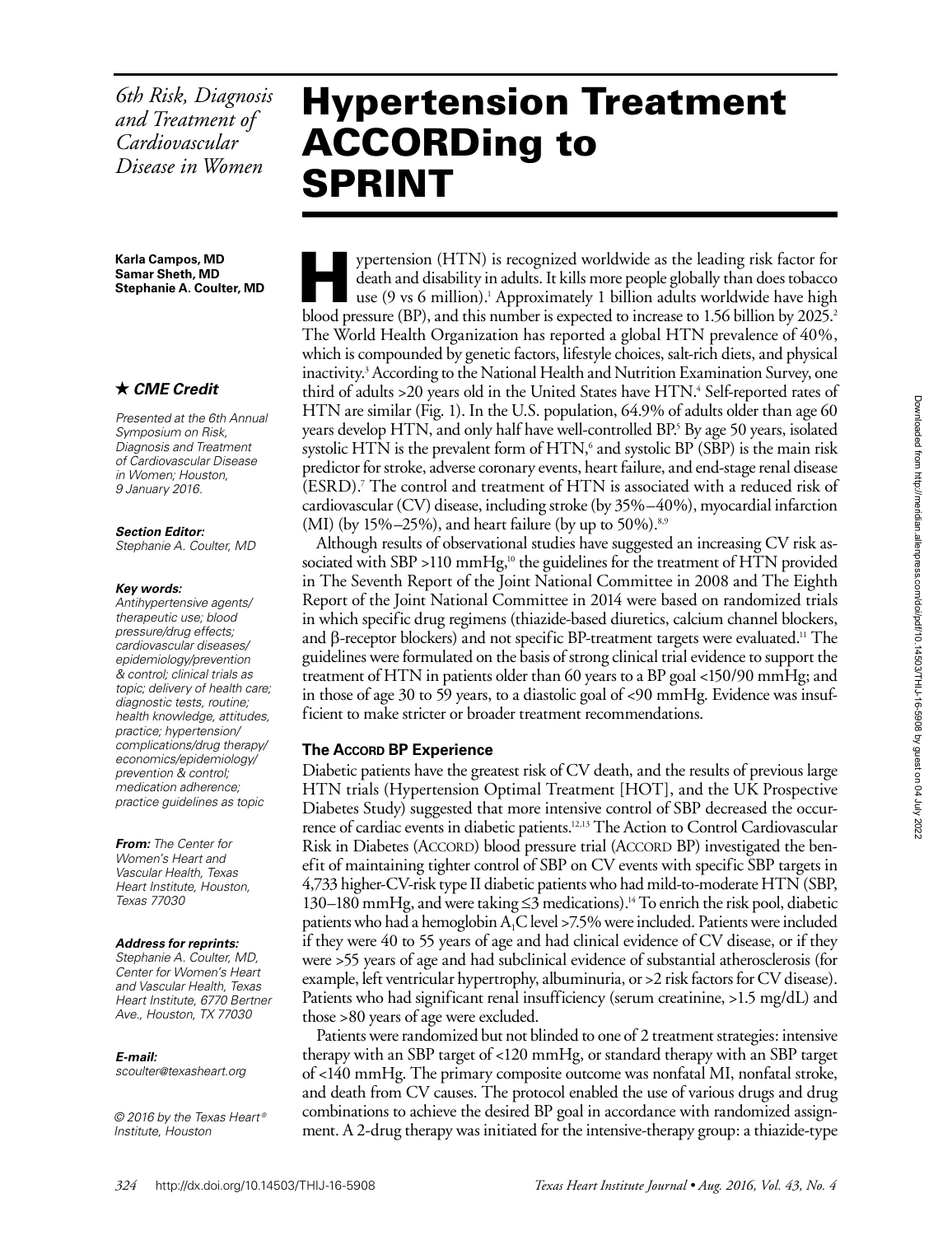*6th Risk, Diagnosis and Treatment of Cardiovascular Disease in Women*

# Hypertension Treatment ACCORDing to SPRINT

**Karla Campos, MD**
**Samar Sheth, MD**
**Stephanie A. Coulter, MD**

★ ***CME Credit***

*Presented at the 6th Annual Symposium on Risk, Diagnosis and Treatment of Cardiovascular Disease in Women; Houston, 9 January 2016.*

***Section Editor:***
*Stephanie A. Coulter, MD*

***Key words:***
*Antihypertensive agents/therapeutic use; blood pressure/drug effects; cardiovascular diseases/epidemiology/prevention & control; clinical trials as topic; delivery of health care; diagnostic tests, routine; health knowledge, attitudes, practice; hypertension/complications/drug therapy/economics/epidemiology/prevention & control; medication adherence; practice guidelines as topic*

***From:*** *The Center for Women's Heart and Vascular Health, Texas Heart Institute, Houston, Texas 77030*

***Address for reprints:***
*Stephanie A. Coulter, MD, Center for Women's Heart and Vascular Health, Texas Heart Institute, 6770 Bertner Ave., Houston, TX 77030*

***E-mail:***
*scoulter@texasheart.org*

*© 2016 by the Texas Heart® Institute, Houston*

Hypertension (HTN) is recognized worldwide as the leading risk factor for death and disability in adults. It kills more people globally than does tobacco use (9 vs 6 million).[1] Approximately 1 billion adults worldwide have high blood pressure (BP), and this number is expected to increase to 1.56 billion by 2025.[2] The World Health Organization has reported a global HTN prevalence of 40%, which is compounded by genetic factors, lifestyle choices, salt-rich diets, and physical inactivity.[3] According to the National Health and Nutrition Examination Survey, one third of adults >20 years old in the United States have HTN.[4] Self-reported rates of HTN are similar (Fig. 1). In the U.S. population, 64.9% of adults older than age 60 years develop HTN, and only half have well-controlled BP.[5] By age 50 years, isolated systolic HTN is the prevalent form of HTN,[6] and systolic BP (SBP) is the main risk predictor for stroke, adverse coronary events, heart failure, and end-stage renal disease (ESRD).[7] The control and treatment of HTN is associated with a reduced risk of cardiovascular (CV) disease, including stroke (by 35%–40%), myocardial infarction (MI) (by 15%–25%), and heart failure (by up to 50%).[8,9]

Although results of observational studies have suggested an increasing CV risk associated with SBP >110 mmHg,[10] the guidelines for the treatment of HTN provided in The Seventh Report of the Joint National Committee in 2008 and The Eighth Report of the Joint National Committee in 2014 were based on randomized trials in which specific drug regimens (thiazide-based diuretics, calcium channel blockers, and β-receptor blockers) and not specific BP-treatment targets were evaluated.[11] The guidelines were formulated on the basis of strong clinical trial evidence to support the treatment of HTN in patients older than 60 years to a BP goal <150/90 mmHg; and in those of age 30 to 59 years, to a diastolic goal of <90 mmHg. Evidence was insufficient to make stricter or broader treatment recommendations.

### The ACCORD BP Experience

Diabetic patients have the greatest risk of CV death, and the results of previous large HTN trials (Hypertension Optimal Treatment [HOT], and the UK Prospective Diabetes Study) suggested that more intensive control of SBP decreased the occurrence of cardiac events in diabetic patients.[12,13] The Action to Control Cardiovascular Risk in Diabetes (ACCORD) blood pressure trial (ACCORD BP) investigated the benefit of maintaining tighter control of SBP on CV events with specific SBP targets in 4,733 higher-CV-risk type II diabetic patients who had mild-to-moderate HTN (SBP, 130–180 mmHg, and were taking ≤3 medications).[14] To enrich the risk pool, diabetic patients who had a hemoglobin $A_1C$ level >7.5% were included. Patients were included if they were 40 to 55 years of age and had clinical evidence of CV disease, or if they were >55 years of age and had subclinical evidence of substantial atherosclerosis (for example, left ventricular hypertrophy, albuminuria, or >2 risk factors for CV disease). Patients who had significant renal insufficiency (serum creatinine, >1.5 mg/dL) and those >80 years of age were excluded.

Patients were randomized but not blinded to one of 2 treatment strategies: intensive therapy with an SBP target of <120 mmHg, or standard therapy with an SBP target of <140 mmHg. The primary composite outcome was nonfatal MI, nonfatal stroke, and death from CV causes. The protocol enabled the use of various drugs and drug combinations to achieve the desired BP goal in accordance with randomized assignment. A 2-drug therapy was initiated for the intensive-therapy group: a thiazide-type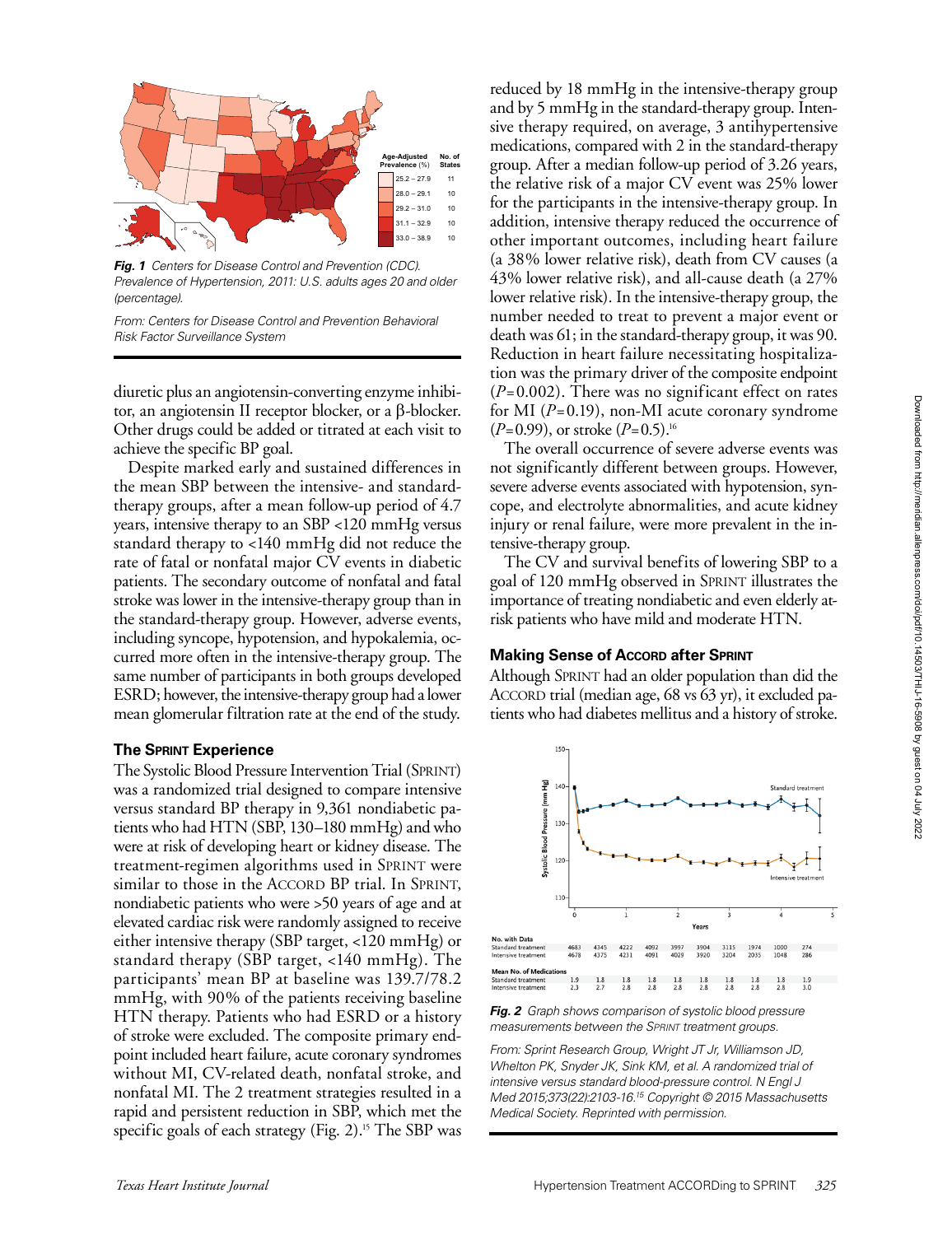*Fig. 1 Centers for Disease Control and Prevention (CDC). Prevalence of Hypertension, 2011: U.S. adults ages 20 and older (percentage).*

*From: Centers for Disease Control and Prevention Behavioral Risk Factor Surveillance System*

diuretic plus an angiotensin-converting enzyme inhibitor, an angiotensin II receptor blocker, or a β-blocker. Other drugs could be added or titrated at each visit to achieve the specific BP goal.

Despite marked early and sustained differences in the mean SBP between the intensive- and standard-therapy groups, after a mean follow-up period of 4.7 years, intensive therapy to an SBP <120 mmHg versus standard therapy to <140 mmHg did not reduce the rate of fatal or nonfatal major CV events in diabetic patients. The secondary outcome of nonfatal and fatal stroke was lower in the intensive-therapy group than in the standard-therapy group. However, adverse events, including syncope, hypotension, and hypokalemia, occurred more often in the intensive-therapy group. The same number of participants in both groups developed ESRD; however, the intensive-therapy group had a lower mean glomerular filtration rate at the end of the study.

### The Sprint Experience

The Systolic Blood Pressure Intervention Trial (Sprint) was a randomized trial designed to compare intensive versus standard BP therapy in 9,361 nondiabetic patients who had HTN (SBP, 130–180 mmHg) and who were at risk of developing heart or kidney disease. The treatment-regimen algorithms used in Sprint were similar to those in the Accord BP trial. In Sprint, nondiabetic patients who were >50 years of age and at elevated cardiac risk were randomly assigned to receive either intensive therapy (SBP target, <120 mmHg) or standard therapy (SBP target, <140 mmHg). The participants' mean BP at baseline was 139.7/78.2 mmHg, with 90% of the patients receiving baseline HTN therapy. Patients who had ESRD or a history of stroke were excluded. The composite primary endpoint included heart failure, acute coronary syndromes without MI, CV-related death, nonfatal stroke, and nonfatal MI. The 2 treatment strategies resulted in a rapid and persistent reduction in SBP, which met the specific goals of each strategy (Fig. 2).[15] The SBP was reduced by 18 mmHg in the intensive-therapy group and by 5 mmHg in the standard-therapy group. Intensive therapy required, on average, 3 antihypertensive medications, compared with 2 in the standard-therapy group. After a median follow-up period of 3.26 years, the relative risk of a major CV event was 25% lower for the participants in the intensive-therapy group. In addition, intensive therapy reduced the occurrence of other important outcomes, including heart failure (a 38% lower relative risk), death from CV causes (a 43% lower relative risk), and all-cause death (a 27% lower relative risk). In the intensive-therapy group, the number needed to treat to prevent a major event or death was 61; in the standard-therapy group, it was 90. Reduction in heart failure necessitating hospitalization was the primary driver of the composite endpoint ($P$=0.002). There was no significant effect on rates for MI ($P$=0.19), non-MI acute coronary syndrome ($P$=0.99), or stroke ($P$=0.5).[16]

The overall occurrence of severe adverse events was not significantly different between groups. However, severe adverse events associated with hypotension, syncope, and electrolyte abnormalities, and acute kidney injury or renal failure, were more prevalent in the intensive-therapy group.

The CV and survival benefits of lowering SBP to a goal of 120 mmHg observed in Sprint illustrates the importance of treating nondiabetic and even elderly at-risk patients who have mild and moderate HTN.

### Making Sense of Accord after Sprint

Although Sprint had an older population than did the Accord trial (median age, 68 vs 63 yr), it excluded patients who had diabetes mellitus and a history of stroke.

*Fig. 2 Graph shows comparison of systolic blood pressure measurements between the Sprint treatment groups.*

*From: Sprint Research Group, Wright JT Jr, Williamson JD, Whelton PK, Snyder JK, Sink KM, et al. A randomized trial of intensive versus standard blood-pressure control. N Engl J Med 2015;373(22):2103-16.[15] Copyright © 2015 Massachusetts Medical Society. Reprinted with permission.*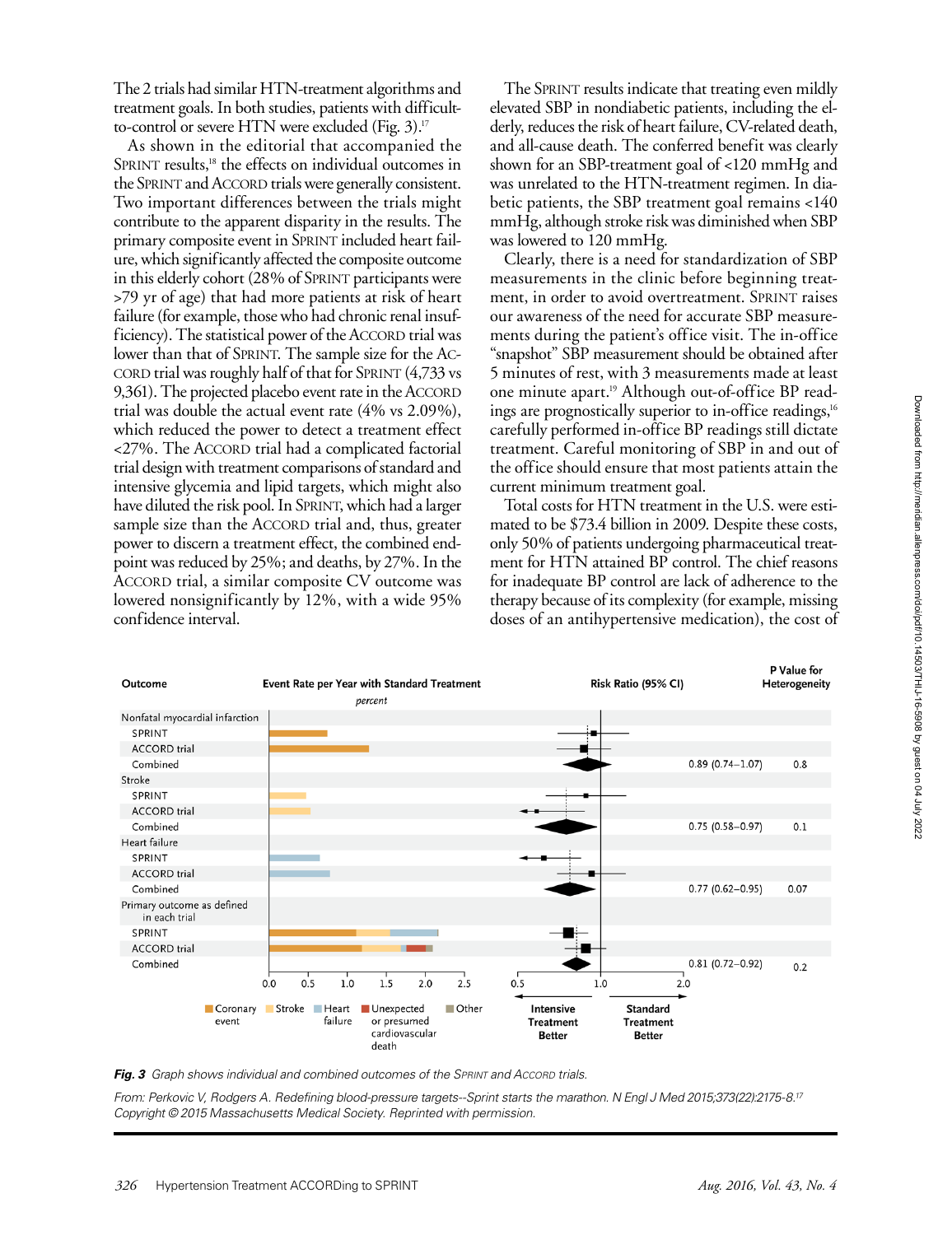The 2 trials had similar HTN-treatment algorithms and treatment goals. In both studies, patients with difficult-to-control or severe HTN were excluded (Fig. 3).[17]

As shown in the editorial that accompanied the SPRINT results,[18] the effects on individual outcomes in the SPRINT and ACCORD trials were generally consistent. Two important differences between the trials might contribute to the apparent disparity in the results. The primary composite event in SPRINT included heart failure, which significantly affected the composite outcome in this elderly cohort (28% of SPRINT participants were >79 yr of age) that had more patients at risk of heart failure (for example, those who had chronic renal insufficiency). The statistical power of the ACCORD trial was lower than that of SPRINT. The sample size for the ACCORD trial was roughly half of that for SPRINT (4,733 vs 9,361). The projected placebo event rate in the ACCORD trial was double the actual event rate (4% vs 2.09%), which reduced the power to detect a treatment effect <27%. The ACCORD trial had a complicated factorial trial design with treatment comparisons of standard and intensive glycemia and lipid targets, which might also have diluted the risk pool. In SPRINT, which had a larger sample size than the ACCORD trial and, thus, greater power to discern a treatment effect, the combined endpoint was reduced by 25%; and deaths, by 27%. In the ACCORD trial, a similar composite CV outcome was lowered nonsignificantly by 12%, with a wide 95% confidence interval.

The SPRINT results indicate that treating even mildly elevated SBP in nondiabetic patients, including the elderly, reduces the risk of heart failure, CV-related death, and all-cause death. The conferred benefit was clearly shown for an SBP-treatment goal of <120 mmHg and was unrelated to the HTN-treatment regimen. In diabetic patients, the SBP treatment goal remains <140 mmHg, although stroke risk was diminished when SBP was lowered to 120 mmHg.

Clearly, there is a need for standardization of SBP measurements in the clinic before beginning treatment, in order to avoid overtreatment. SPRINT raises our awareness of the need for accurate SBP measurements during the patient's office visit. The in-office "snapshot" SBP measurement should be obtained after 5 minutes of rest, with 3 measurements made at least one minute apart.[19] Although out-of-office BP readings are prognostically superior to in-office readings,[16] carefully performed in-office BP readings still dictate treatment. Careful monitoring of SBP in and out of the office should ensure that most patients attain the current minimum treatment goal.

Total costs for HTN treatment in the U.S. were estimated to be $73.4 billion in 2009. Despite these costs, only 50% of patients undergoing pharmaceutical treatment for HTN attained BP control. The chief reasons for inadequate BP control are lack of adherence to the therapy because of its complexity (for example, missing doses of an antihypertensive medication), the cost of

| Outcome | Risk Ratio (95% CI) | P Value for Heterogeneity |
|---|---|---|
| Nonfatal myocardial infarction | | |
| SPRINT | | |
| ACCORD trial | | |
| Combined | 0.89 (0.74–1.07) | 0.8 |
| Stroke | | |
| SPRINT | | |
| ACCORD trial | | |
| Combined | 0.75 (0.58–0.97) | 0.1 |
| Heart failure | | |
| SPRINT | | |
| ACCORD trial | | |
| Combined | 0.77 (0.62–0.95) | 0.07 |
| Primary outcome as defined in each trial | | |
| SPRINT | | |
| ACCORD trial | | |
| Combined | 0.81 (0.72–0.92) | 0.2 |

*Fig. 3 Graph shows individual and combined outcomes of the SPRINT and ACCORD trials.*

*From: Perkovic V, Rodgers A. Redefining blood-pressure targets--Sprint starts the marathon. N Engl J Med 2015;373(22):2175-8.[17] Copyright © 2015 Massachusetts Medical Society. Reprinted with permission.*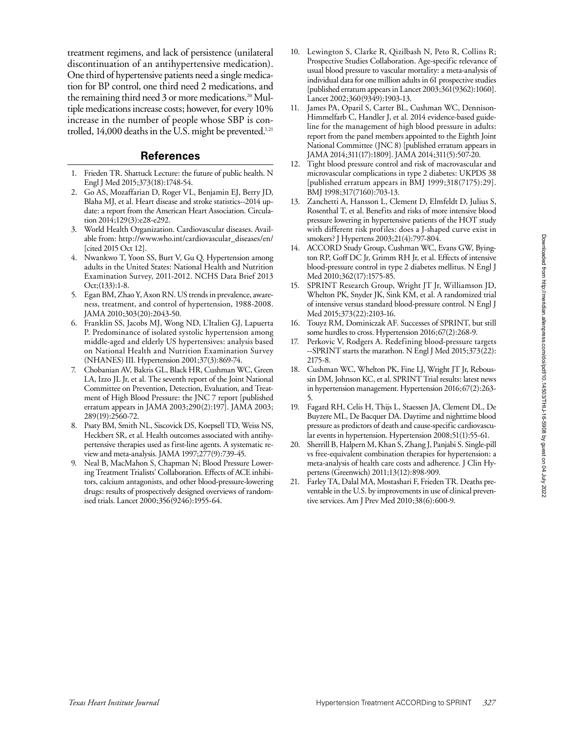treatment regimens, and lack of persistence (unilateral discontinuation of an antihypertensive medication). One third of hypertensive patients need a single medication for BP control, one third need 2 medications, and the remaining third need 3 or more medications.[20] Multiple medications increase costs; however, for every 10% increase in the number of people whose SBP is controlled, 14,000 deaths in the U.S. might be prevented.[1,21]

## References

1. Frieden TR. Shattuck Lecture: the future of public health. N Engl J Med 2015;373(18):1748-54.
2. Go AS, Mozaffarian D, Roger VL, Benjamin EJ, Berry JD, Blaha MJ, et al. Heart disease and stroke statistics--2014 update: a report from the American Heart Association. Circulation 2014;129(3):e28-e292.
3. World Health Organization. Cardiovascular diseases. Available from: http://www.who.int/cardiovascular_diseases/en/ [cited 2015 Oct 12].
4. Nwankwo T, Yoon SS, Burt V, Gu Q. Hypertension among adults in the United States: National Health and Nutrition Examination Survey, 2011-2012. NCHS Data Brief 2013 Oct;(133):1-8.
5. Egan BM, Zhao Y, Axon RN. US trends in prevalence, awareness, treatment, and control of hypertension, 1988-2008. JAMA 2010;303(20):2043-50.
6. Franklin SS, Jacobs MJ, Wong ND, L'Italien GJ, Lapuerta P. Predominance of isolated systolic hypertension among middle-aged and elderly US hypertensives: analysis based on National Health and Nutrition Examination Survey (NHANES) III. Hypertension 2001;37(3):869-74.
7. Chobanian AV, Bakris GL, Black HR, Cushman WC, Green LA, Izzo JL Jr, et al. The seventh report of the Joint National Committee on Prevention, Detection, Evaluation, and Treatment of High Blood Pressure: the JNC 7 report [published erratum appears in JAMA 2003;290(2):197]. JAMA 2003; 289(19):2560-72.
8. Psaty BM, Smith NL, Siscovick DS, Koepsell TD, Weiss NS, Heckbert SR, et al. Health outcomes associated with antihypertensive therapies used as first-line agents. A systematic review and meta-analysis. JAMA 1997;277(9):739-45.
9. Neal B, MacMahon S, Chapman N; Blood Pressure Lowering Treatment Trialists' Collaboration. Effects of ACE inhibitors, calcium antagonists, and other blood-pressure-lowering drugs: results of prospectively designed overviews of randomised trials. Lancet 2000;356(9246):1955-64.
10. Lewington S, Clarke R, Qizilbash N, Peto R, Collins R; Prospective Studies Collaboration. Age-specific relevance of usual blood pressure to vascular mortality: a meta-analysis of individual data for one million adults in 61 prospective studies [published erratum appears in Lancet 2003;361(9362):1060]. Lancet 2002;360(9349):1903-13.
11. James PA, Oparil S, Carter BL, Cushman WC, Dennison-Himmelfarb C, Handler J, et al. 2014 evidence-based guideline for the management of high blood pressure in adults: report from the panel members appointed to the Eighth Joint National Committee (JNC 8) [published erratum appears in JAMA 2014;311(17):1809]. JAMA 2014;311(5):507-20.
12. Tight blood pressure control and risk of macrovascular and microvascular complications in type 2 diabetes: UKPDS 38 [published erratum appears in BMJ 1999;318(7175):29]. BMJ 1998;317(7160):703-13.
13. Zanchetti A, Hansson L, Clement D, Elmfeldt D, Julius S, Rosenthal T, et al. Benefits and risks of more intensive blood pressure lowering in hypertensive patients of the HOT study with different risk profiles: does a J-shaped curve exist in smokers? J Hypertens 2003;21(4):797-804.
14. ACCORD Study Group, Cushman WC, Evans GW, Byington RP, Goff DC Jr, Grimm RH Jr, et al. Effects of intensive blood-pressure control in type 2 diabetes mellitus. N Engl J Med 2010;362(17):1575-85.
15. SPRINT Research Group, Wright JT Jr, Williamson JD, Whelton PK, Snyder JK, Sink KM, et al. A randomized trial of intensive versus standard blood-pressure control. N Engl J Med 2015;373(22):2103-16.
16. Touyz RM, Dominiczak AF. Successes of SPRINT, but still some hurdles to cross. Hypertension 2016;67(2):268-9.
17. Perkovic V, Rodgers A. Redefining blood-pressure targets --SPRINT starts the marathon. N Engl J Med 2015;373(22): 2175-8.
18. Cushman WC, Whelton PK, Fine LJ, Wright JT Jr, Reboussin DM, Johnson KC, et al. SPRINT Trial results: latest news in hypertension management. Hypertension 2016;67(2):263-5.
19. Fagard RH, Celis H, Thijs L, Staessen JA, Clement DL, De Buyzere ML, De Bacquer DA. Daytime and nighttime blood pressure as predictors of death and cause-specific cardiovascular events in hypertension. Hypertension 2008;51(1):55-61.
20. Sherrill B, Halpern M, Khan S, Zhang J, Panjabi S. Single-pill vs free-equivalent combination therapies for hypertension: a meta-analysis of health care costs and adherence. J Clin Hypertens (Greenwich) 2011;13(12):898-909.
21. Farley TA, Dalal MA, Mostashari F, Frieden TR. Deaths preventable in the U.S. by improvements in use of clinical preventive services. Am J Prev Med 2010;38(6):600-9.